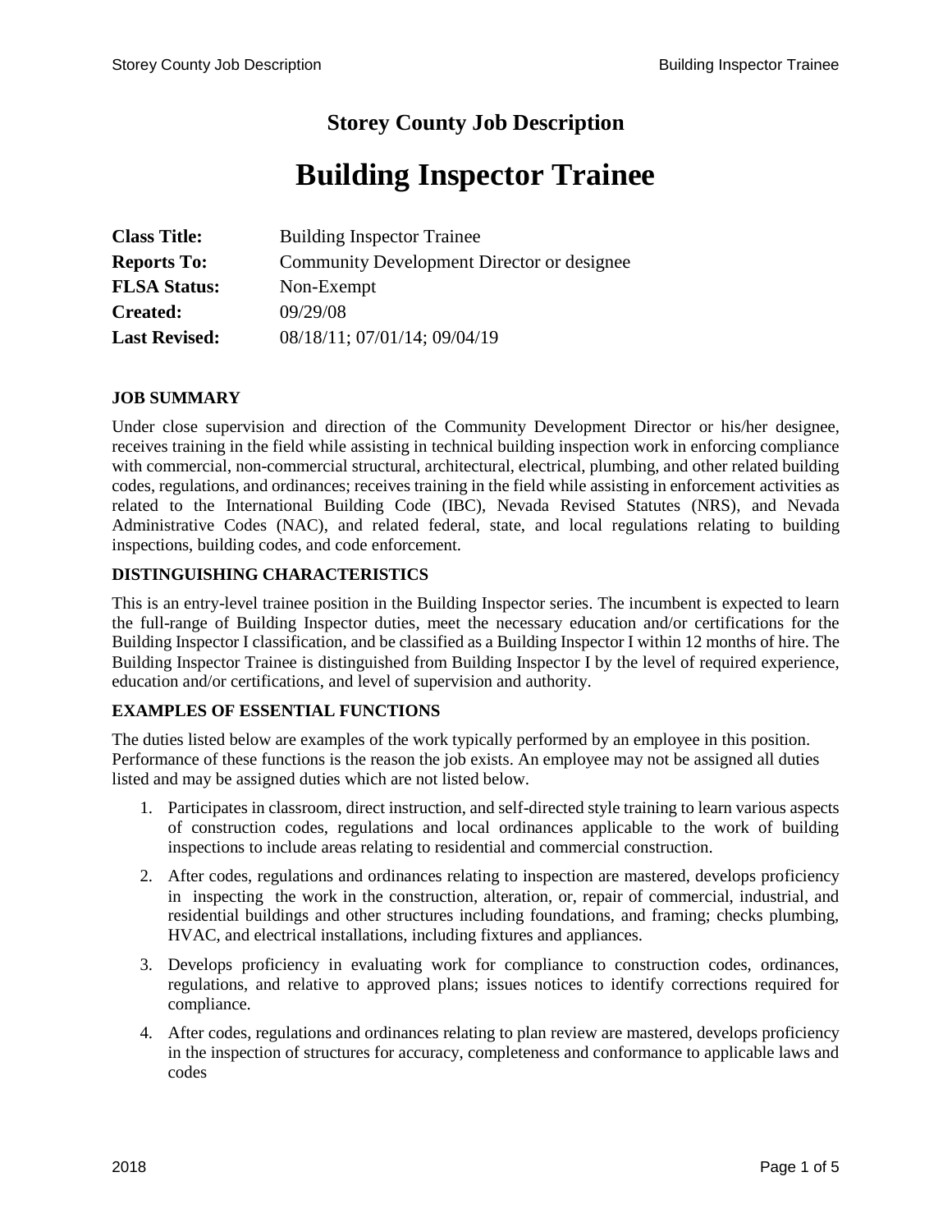# Storey County Job Description

# Building Inspector Trainee

**Class Title:** Building Inspector Trainee
**Reports To:** Community Development Director or designee
**FLSA Status:** Non-Exempt
**Created:** 09/29/08
**Last Revised:** 08/18/11; 07/01/14; 09/04/19

## JOB SUMMARY

Under close supervision and direction of the Community Development Director or his/her designee, receives training in the field while assisting in technical building inspection work in enforcing compliance with commercial, non-commercial structural, architectural, electrical, plumbing, and other related building codes, regulations, and ordinances; receives training in the field while assisting in enforcement activities as related to the International Building Code (IBC), Nevada Revised Statutes (NRS), and Nevada Administrative Codes (NAC), and related federal, state, and local regulations relating to building inspections, building codes, and code enforcement.

## DISTINGUISHING CHARACTERISTICS

This is an entry-level trainee position in the Building Inspector series. The incumbent is expected to learn the full-range of Building Inspector duties, meet the necessary education and/or certifications for the Building Inspector I classification, and be classified as a Building Inspector I within 12 months of hire. The Building Inspector Trainee is distinguished from Building Inspector I by the level of required experience, education and/or certifications, and level of supervision and authority.

## EXAMPLES OF ESSENTIAL FUNCTIONS

The duties listed below are examples of the work typically performed by an employee in this position. Performance of these functions is the reason the job exists. An employee may not be assigned all duties listed and may be assigned duties which are not listed below.

1. Participates in classroom, direct instruction, and self-directed style training to learn various aspects of construction codes, regulations and local ordinances applicable to the work of building inspections to include areas relating to residential and commercial construction.
2. After codes, regulations and ordinances relating to inspection are mastered, develops proficiency in inspecting the work in the construction, alteration, or, repair of commercial, industrial, and residential buildings and other structures including foundations, and framing; checks plumbing, HVAC, and electrical installations, including fixtures and appliances.
3. Develops proficiency in evaluating work for compliance to construction codes, ordinances, regulations, and relative to approved plans; issues notices to identify corrections required for compliance.
4. After codes, regulations and ordinances relating to plan review are mastered, develops proficiency in the inspection of structures for accuracy, completeness and conformance to applicable laws and codes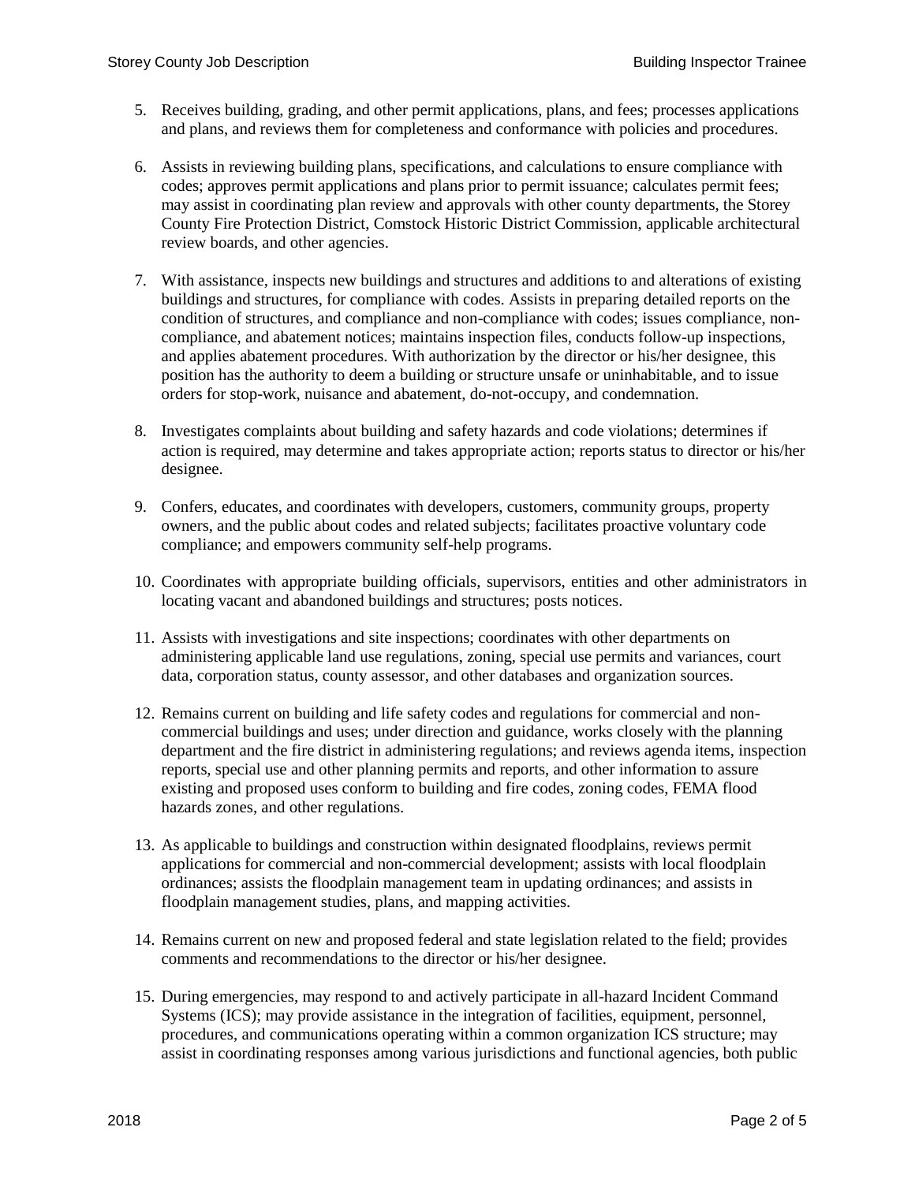5. Receives building, grading, and other permit applications, plans, and fees; processes applications and plans, and reviews them for completeness and conformance with policies and procedures.

6. Assists in reviewing building plans, specifications, and calculations to ensure compliance with codes; approves permit applications and plans prior to permit issuance; calculates permit fees; may assist in coordinating plan review and approvals with other county departments, the Storey County Fire Protection District, Comstock Historic District Commission, applicable architectural review boards, and other agencies.

7. With assistance, inspects new buildings and structures and additions to and alterations of existing buildings and structures, for compliance with codes. Assists in preparing detailed reports on the condition of structures, and compliance and non-compliance with codes; issues compliance, non-compliance, and abatement notices; maintains inspection files, conducts follow-up inspections, and applies abatement procedures. With authorization by the director or his/her designee, this position has the authority to deem a building or structure unsafe or uninhabitable, and to issue orders for stop-work, nuisance and abatement, do-not-occupy, and condemnation.

8. Investigates complaints about building and safety hazards and code violations; determines if action is required, may determine and takes appropriate action; reports status to director or his/her designee.

9. Confers, educates, and coordinates with developers, customers, community groups, property owners, and the public about codes and related subjects; facilitates proactive voluntary code compliance; and empowers community self-help programs.

10. Coordinates with appropriate building officials, supervisors, entities and other administrators in locating vacant and abandoned buildings and structures; posts notices.

11. Assists with investigations and site inspections; coordinates with other departments on administering applicable land use regulations, zoning, special use permits and variances, court data, corporation status, county assessor, and other databases and organization sources.

12. Remains current on building and life safety codes and regulations for commercial and non-commercial buildings and uses; under direction and guidance, works closely with the planning department and the fire district in administering regulations; and reviews agenda items, inspection reports, special use and other planning permits and reports, and other information to assure existing and proposed uses conform to building and fire codes, zoning codes, FEMA flood hazards zones, and other regulations.

13. As applicable to buildings and construction within designated floodplains, reviews permit applications for commercial and non-commercial development; assists with local floodplain ordinances; assists the floodplain management team in updating ordinances; and assists in floodplain management studies, plans, and mapping activities.

14. Remains current on new and proposed federal and state legislation related to the field; provides comments and recommendations to the director or his/her designee.

15. During emergencies, may respond to and actively participate in all-hazard Incident Command Systems (ICS); may provide assistance in the integration of facilities, equipment, personnel, procedures, and communications operating within a common organization ICS structure; may assist in coordinating responses among various jurisdictions and functional agencies, both public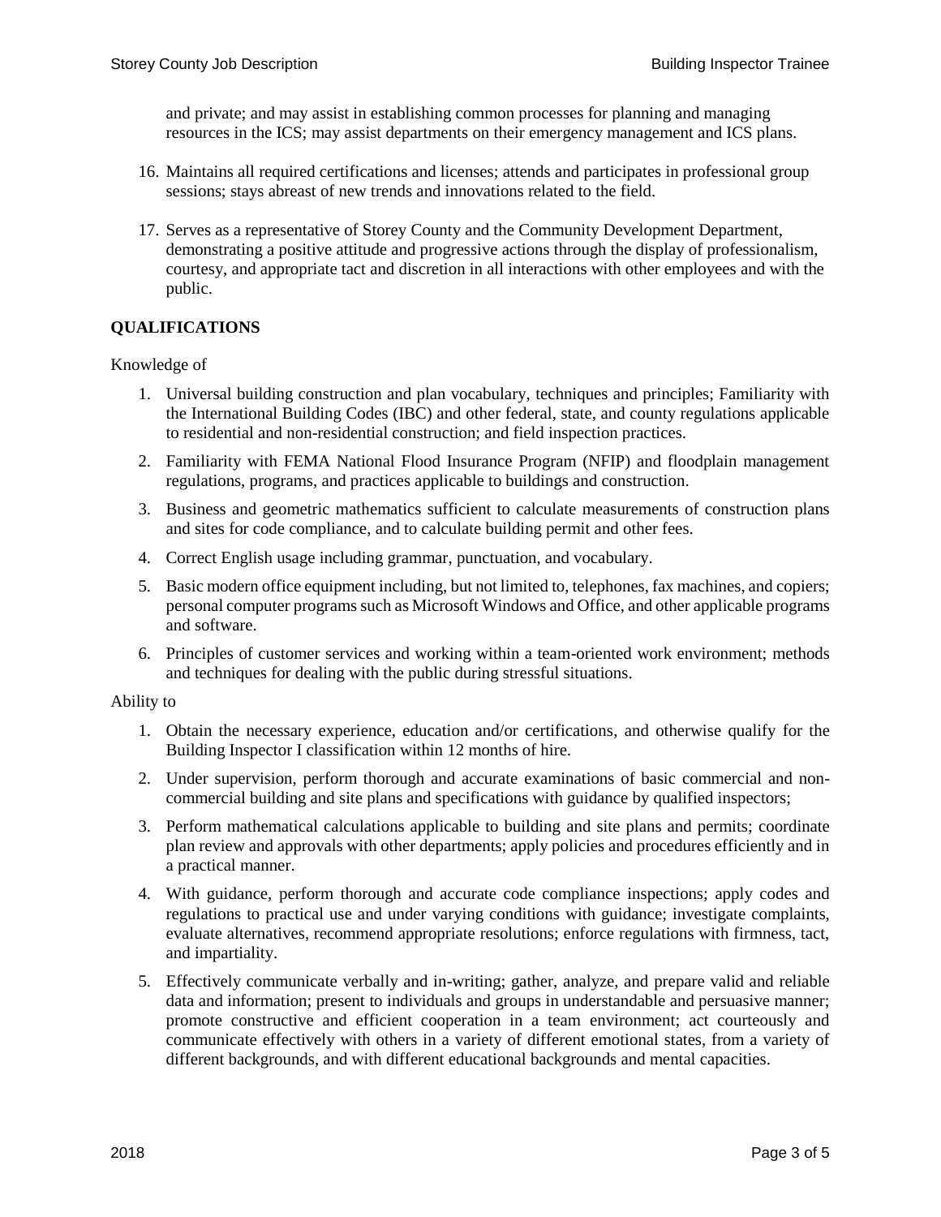and private; and may assist in establishing common processes for planning and managing resources in the ICS; may assist departments on their emergency management and ICS plans.

16. Maintains all required certifications and licenses; attends and participates in professional group sessions; stays abreast of new trends and innovations related to the field.

17. Serves as a representative of Storey County and the Community Development Department, demonstrating a positive attitude and progressive actions through the display of professionalism, courtesy, and appropriate tact and discretion in all interactions with other employees and with the public.

## QUALIFICATIONS

Knowledge of

1. Universal building construction and plan vocabulary, techniques and principles; Familiarity with the International Building Codes (IBC) and other federal, state, and county regulations applicable to residential and non-residential construction; and field inspection practices.
2. Familiarity with FEMA National Flood Insurance Program (NFIP) and floodplain management regulations, programs, and practices applicable to buildings and construction.
3. Business and geometric mathematics sufficient to calculate measurements of construction plans and sites for code compliance, and to calculate building permit and other fees.
4. Correct English usage including grammar, punctuation, and vocabulary.
5. Basic modern office equipment including, but not limited to, telephones, fax machines, and copiers; personal computer programs such as Microsoft Windows and Office, and other applicable programs and software.
6. Principles of customer services and working within a team-oriented work environment; methods and techniques for dealing with the public during stressful situations.

Ability to

1. Obtain the necessary experience, education and/or certifications, and otherwise qualify for the Building Inspector I classification within 12 months of hire.
2. Under supervision, perform thorough and accurate examinations of basic commercial and non-commercial building and site plans and specifications with guidance by qualified inspectors;
3. Perform mathematical calculations applicable to building and site plans and permits; coordinate plan review and approvals with other departments; apply policies and procedures efficiently and in a practical manner.
4. With guidance, perform thorough and accurate code compliance inspections; apply codes and regulations to practical use and under varying conditions with guidance; investigate complaints, evaluate alternatives, recommend appropriate resolutions; enforce regulations with firmness, tact, and impartiality.
5. Effectively communicate verbally and in-writing; gather, analyze, and prepare valid and reliable data and information; present to individuals and groups in understandable and persuasive manner; promote constructive and efficient cooperation in a team environment; act courteously and communicate effectively with others in a variety of different emotional states, from a variety of different backgrounds, and with different educational backgrounds and mental capacities.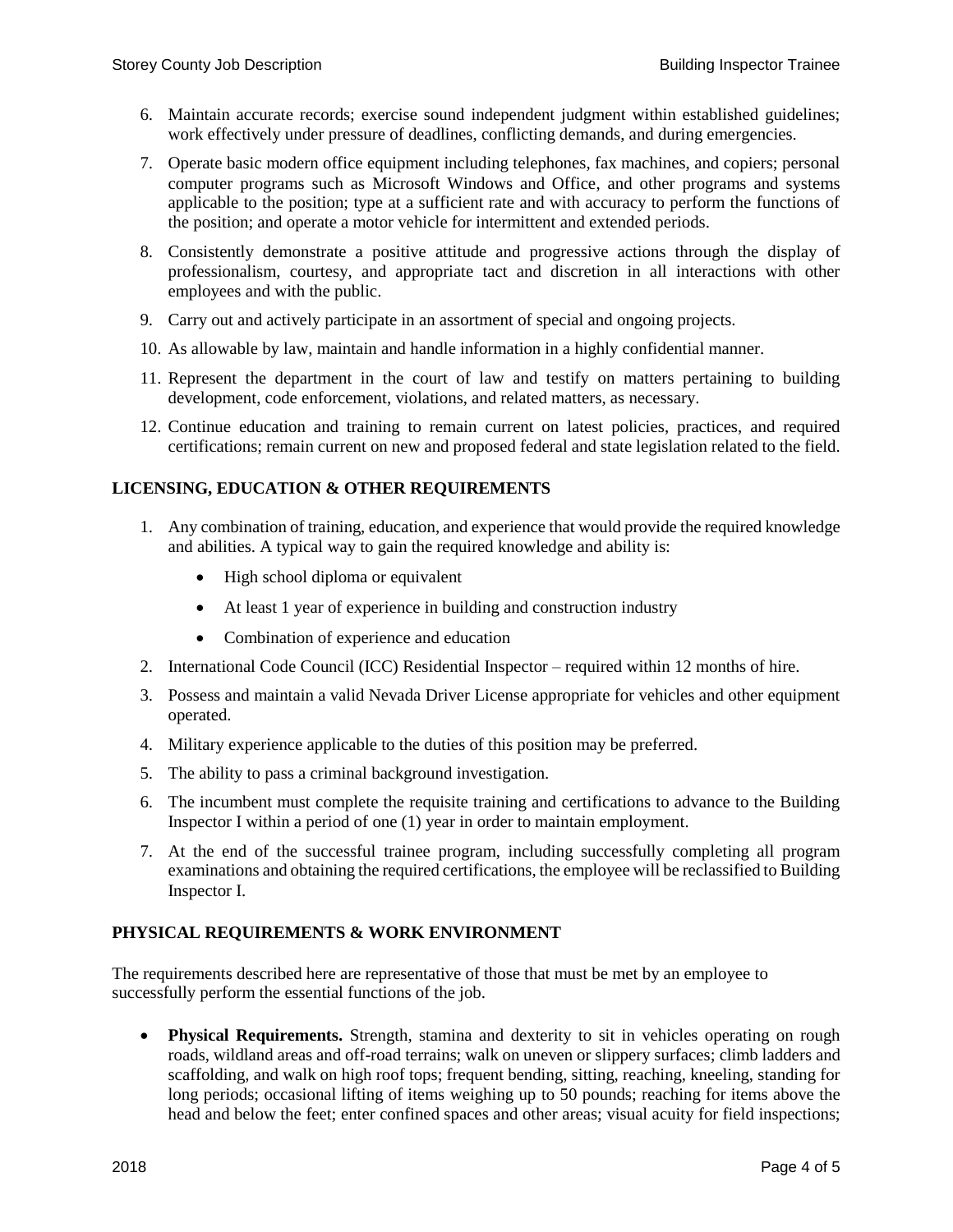6. Maintain accurate records; exercise sound independent judgment within established guidelines; work effectively under pressure of deadlines, conflicting demands, and during emergencies.
7. Operate basic modern office equipment including telephones, fax machines, and copiers; personal computer programs such as Microsoft Windows and Office, and other programs and systems applicable to the position; type at a sufficient rate and with accuracy to perform the functions of the position; and operate a motor vehicle for intermittent and extended periods.
8. Consistently demonstrate a positive attitude and progressive actions through the display of professionalism, courtesy, and appropriate tact and discretion in all interactions with other employees and with the public.
9. Carry out and actively participate in an assortment of special and ongoing projects.
10. As allowable by law, maintain and handle information in a highly confidential manner.
11. Represent the department in the court of law and testify on matters pertaining to building development, code enforcement, violations, and related matters, as necessary.
12. Continue education and training to remain current on latest policies, practices, and required certifications; remain current on new and proposed federal and state legislation related to the field.

## LICENSING, EDUCATION & OTHER REQUIREMENTS

1. Any combination of training, education, and experience that would provide the required knowledge and abilities. A typical way to gain the required knowledge and ability is:
   - High school diploma or equivalent
   - At least 1 year of experience in building and construction industry
   - Combination of experience and education
2. International Code Council (ICC) Residential Inspector – required within 12 months of hire.
3. Possess and maintain a valid Nevada Driver License appropriate for vehicles and other equipment operated.
4. Military experience applicable to the duties of this position may be preferred.
5. The ability to pass a criminal background investigation.
6. The incumbent must complete the requisite training and certifications to advance to the Building Inspector I within a period of one (1) year in order to maintain employment.
7. At the end of the successful trainee program, including successfully completing all program examinations and obtaining the required certifications, the employee will be reclassified to Building Inspector I.

## PHYSICAL REQUIREMENTS & WORK ENVIRONMENT

The requirements described here are representative of those that must be met by an employee to successfully perform the essential functions of the job.

- **Physical Requirements.** Strength, stamina and dexterity to sit in vehicles operating on rough roads, wildland areas and off-road terrains; walk on uneven or slippery surfaces; climb ladders and scaffolding, and walk on high roof tops; frequent bending, sitting, reaching, kneeling, standing for long periods; occasional lifting of items weighing up to 50 pounds; reaching for items above the head and below the feet; enter confined spaces and other areas; visual acuity for field inspections;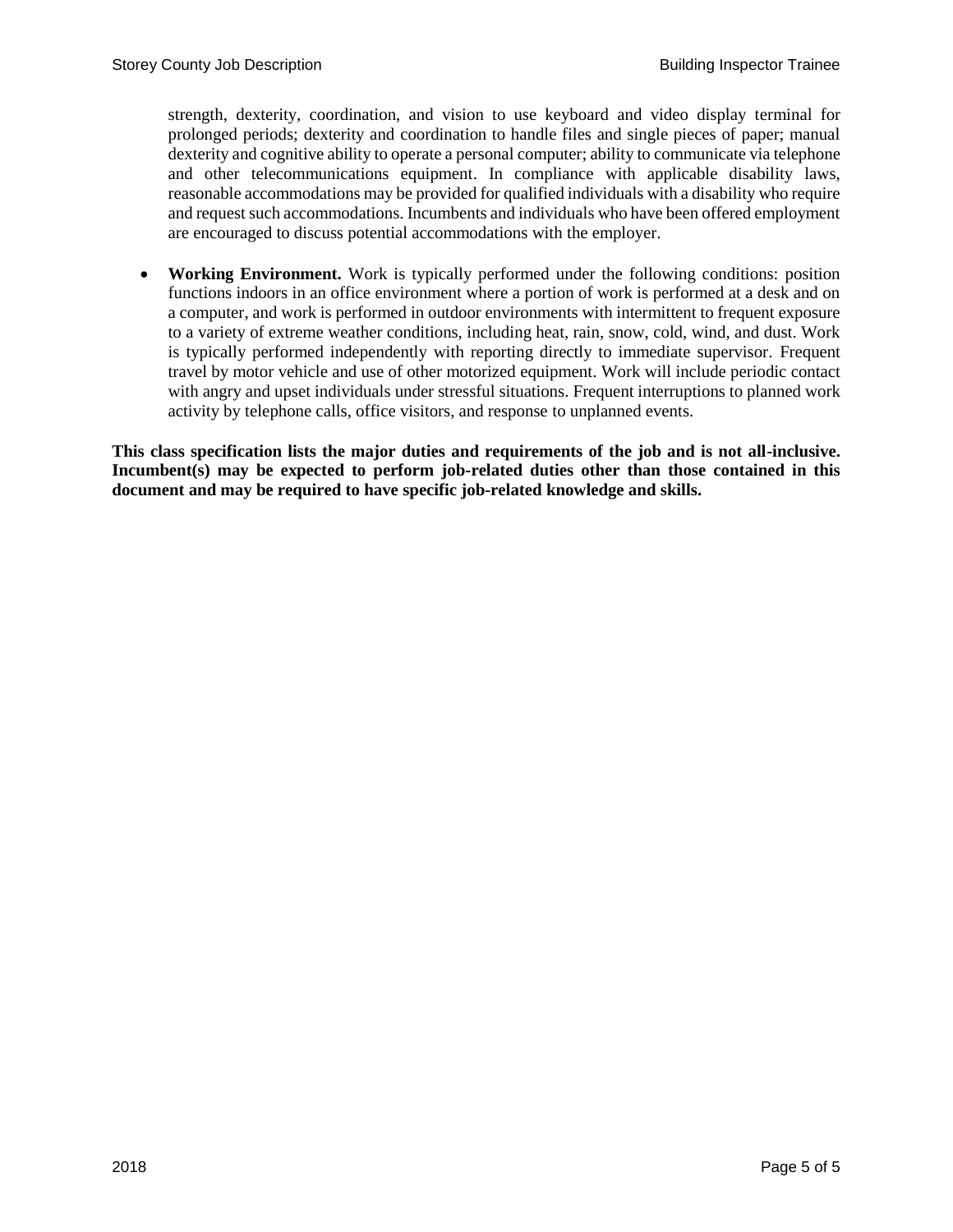strength, dexterity, coordination, and vision to use keyboard and video display terminal for prolonged periods; dexterity and coordination to handle files and single pieces of paper; manual dexterity and cognitive ability to operate a personal computer; ability to communicate via telephone and other telecommunications equipment. In compliance with applicable disability laws, reasonable accommodations may be provided for qualified individuals with a disability who require and request such accommodations. Incumbents and individuals who have been offered employment are encouraged to discuss potential accommodations with the employer.

- **Working Environment.** Work is typically performed under the following conditions: position functions indoors in an office environment where a portion of work is performed at a desk and on a computer, and work is performed in outdoor environments with intermittent to frequent exposure to a variety of extreme weather conditions, including heat, rain, snow, cold, wind, and dust. Work is typically performed independently with reporting directly to immediate supervisor. Frequent travel by motor vehicle and use of other motorized equipment. Work will include periodic contact with angry and upset individuals under stressful situations. Frequent interruptions to planned work activity by telephone calls, office visitors, and response to unplanned events.

**This class specification lists the major duties and requirements of the job and is not all-inclusive. Incumbent(s) may be expected to perform job-related duties other than those contained in this document and may be required to have specific job-related knowledge and skills.**